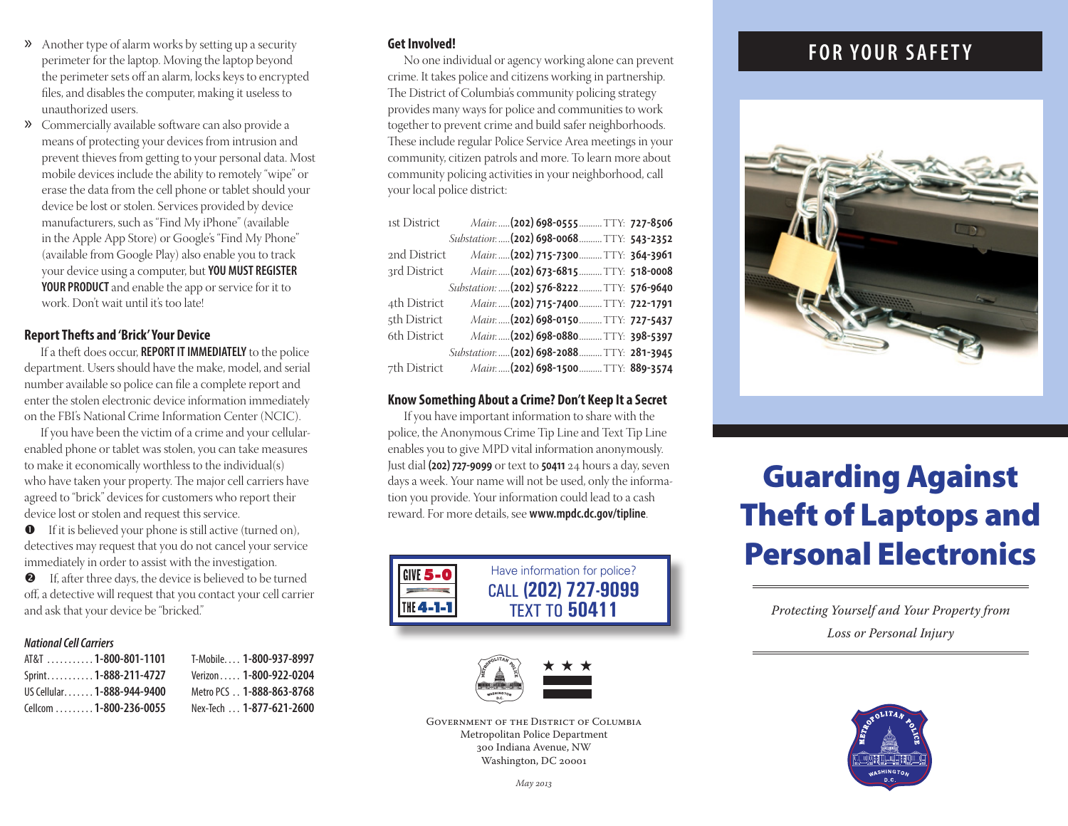- Another type of alarm works by setting up a security perimeter for the laptop. Moving the laptop beyond the perimeter sets off an alarm, locks keys to encrypted files, and disables the computer, making it useless to unauthorized users.
- Commercially available software can also provide a means of protecting your devices from intrusion and prevent thieves from getting to your personal data. Most mobile devices include the ability to remotely "wipe" or erase the data from the cell phone or tablet should your device be lost or stolen. Services provided by device manufacturers, such as "Find My iPhone" (available in the Apple App Store) or Google's "Find My Phone" (available from Google Play) also enable you to track your device using a computer, but **YOU MUST REGISTER YOUR PRODUCT** and enable the app or service for it to work. Don't wait until it's too late!

### Report Thefts and 'Brick' Your Device

If a theft does occur, **REPORT IT IMMEDIATELY** to the police department. Users should have the make, model, and serial number available so police can file a complete report and enter the stolen electronic device information immediately on the FBI's National Crime Information Center (NCIC).

If you have been the victim of a crime and your cellular-enabled phone or tablet was stolen, you can take measures to make it economically worthless to the individual(s) who have taken your property. The major cell carriers have agreed to "brick" devices for customers who report their device lost or stolen and request this service.

1. If it is believed your phone is still active (turned on), detectives may request that you do not cancel your service immediately in order to assist with the investigation.
2. If, after three days, the device is believed to be turned off, a detective will request that you contact your cell carrier and ask that your device be "bricked."

#### *National Cell Carriers*

| Carrier | Number | Carrier | Number |
|---|---|---|---|
| AT&T | **1-800-801-1101** | T-Mobile | **1-800-937-8997** |
| Sprint | **1-888-211-4727** | Verizon | **1-800-922-0204** |
| US Cellular | **1-888-944-9400** | Metro PCS | **1-888-863-8768** |
| Cellcom | **1-800-236-0055** | Nex-Tech | **1-877-621-2600** |

### Get Involved!

No one individual or agency working alone can prevent crime. It takes police and citizens working in partnership. The District of Columbia's community policing strategy provides many ways for police and communities to work together to prevent crime and build safer neighborhoods. These include regular Police Service Area meetings in your community, citizen patrols and more. To learn more about community policing activities in your neighborhood, call your local police district:

| District | | Phone | TTY |
|---|---|---|---|
| 1st District | *Main:* | **(202) 698-0555** | **727-8506** |
| | *Substation:* | **(202) 698-0068** | **543-2352** |
| 2nd District | *Main:* | **(202) 715-7300** | **364-3961** |
| 3rd District | *Main:* | **(202) 673-6815** | **518-0008** |
| | *Substation:* | **(202) 576-8222** | **576-9640** |
| 4th District | *Main:* | **(202) 715-7400** | **722-1791** |
| 5th District | *Main:* | **(202) 698-0150** | **727-5437** |
| 6th District | *Main:* | **(202) 698-0880** | **398-5397** |
| | *Substation:* | **(202) 698-2088** | **281-3945** |
| 7th District | *Main:* | **(202) 698-1500** | **889-3574** |

### Know Something About a Crime? Don't Keep It a Secret

If you have important information to share with the police, the Anonymous Crime Tip Line and Text Tip Line enables you to give MPD vital information anonymously. Just dial **(202) 727-9099** or text to **50411** 24 hours a day, seven days a week. Your name will not be used, only the information you provide. Your information could lead to a cash reward. For more details, see **www.mpdc.dc.gov/tipline**.

GIVE 5-0 THE 4-1-1

Have information for police?
CALL **(202) 727-9099**
TEXT TO **50411**

Government of the District of Columbia
Metropolitan Police Department
300 Indiana Avenue, NW
Washington, DC 20001

*May 2013*

## FOR YOUR SAFETY

# Guarding Against Theft of Laptops and Personal Electronics

*Protecting Yourself and Your Property from Loss or Personal Injury*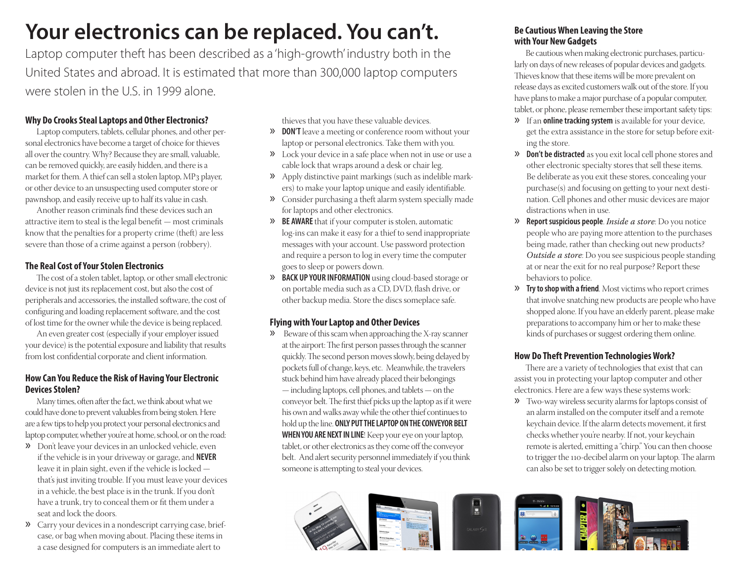# Your electronics can be replaced. You can't.

Laptop computer theft has been described as a 'high-growth' industry both in the United States and abroad. It is estimated that more than 300,000 laptop computers were stolen in the U.S. in 1999 alone.

### Why Do Crooks Steal Laptops and Other Electronics?

Laptop computers, tablets, cellular phones, and other personal electronics have become a target of choice for thieves all over the country. Why? Because they are small, valuable, can be removed quickly, are easily hidden, and there is a market for them. A thief can sell a stolen laptop, MP3 player, or other device to an unsuspecting used computer store or pawnshop, and easily receive up to half its value in cash.

Another reason criminals find these devices such an attractive item to steal is the legal benefit — most criminals know that the penalties for a property crime (theft) are less severe than those of a crime against a person (robbery).

### The Real Cost of Your Stolen Electronics

The cost of a stolen tablet, laptop, or other small electronic device is not just its replacement cost, but also the cost of peripherals and accessories, the installed software, the cost of configuring and loading replacement software, and the cost of lost time for the owner while the device is being replaced.

An even greater cost (especially if your employer issued your device) is the potential exposure and liability that results from lost confidential corporate and client information.

### How Can You Reduce the Risk of Having Your Electronic Devices Stolen?

Many times, often after the fact, we think about what we could have done to prevent valuables from being stolen. Here are a few tips to help you protect your personal electronics and laptop computer, whether you're at home, school, or on the road:

- Don't leave your devices in an unlocked vehicle, even if the vehicle is in your driveway or garage, and **NEVER** leave it in plain sight, even if the vehicle is locked — that's just inviting trouble. If you must leave your devices in a vehicle, the best place is in the trunk. If you don't have a trunk, try to conceal them or fit them under a seat and lock the doors.
- Carry your devices in a nondescript carrying case, briefcase, or bag when moving about. Placing these items in a case designed for computers is an immediate alert to thieves that you have these valuable devices.
- **DON'T** leave a meeting or conference room without your laptop or personal electronics. Take them with you.
- Lock your device in a safe place when not in use or use a cable lock that wraps around a desk or chair leg.
- Apply distinctive paint markings (such as indelible markers) to make your laptop unique and easily identifiable.
- Consider purchasing a theft alarm system specially made for laptops and other electronics.
- **BE AWARE** that if your computer is stolen, automatic log-ins can make it easy for a thief to send inappropriate messages with your account. Use password protection and require a person to log in every time the computer goes to sleep or powers down.
- **BACK UP YOUR INFORMATION** using cloud-based storage or on portable media such as a CD, DVD, flash drive, or other backup media. Store the discs someplace safe.

### Flying with Your Laptop and Other Devices

- Beware of this scam when approaching the X-ray scanner at the airport: The first person passes through the scanner quickly. The second person moves slowly, being delayed by pockets full of change, keys, etc. Meanwhile, the travelers stuck behind him have already placed their belongings — including laptops, cell phones, and tablets — on the conveyor belt. The first thief picks up the laptop as if it were his own and walks away while the other thief continues to hold up the line. **ONLY PUT THE LAPTOP ON THE CONVEYOR BELT WHEN YOU ARE NEXT IN LINE**! Keep your eye on your laptop, tablet, or other electronics as they come off the conveyor belt. And alert security personnel immediately if you think someone is attempting to steal your devices.

### Be Cautious When Leaving the Store with Your New Gadgets

Be cautious when making electronic purchases, particularly on days of new releases of popular devices and gadgets. Thieves know that these items will be more prevalent on release days as excited customers walk out of the store. If you have plans to make a major purchase of a popular computer, tablet, or phone, please remember these important safety tips:

- If an **online tracking system** is available for your device, get the extra assistance in the store for setup before exiting the store.
- **Don't be distracted** as you exit local cell phone stores and other electronic specialty stores that sell these items. Be deliberate as you exit these stores, concealing your purchase(s) and focusing on getting to your next destination. Cell phones and other music devices are major distractions when in use.
- **Report suspicious people**. *Inside a store*: Do you notice people who are paying more attention to the purchases being made, rather than checking out new products? *Outside a store*: Do you see suspicious people standing at or near the exit for no real purpose? Report these behaviors to police.
- **Try to shop with a friend**. Most victims who report crimes that involve snatching new products are people who have shopped alone. If you have an elderly parent, please make preparations to accompany him or her to make these kinds of purchases or suggest ordering them online.

### How Do Theft Prevention Technologies Work?

There are a variety of technologies that exist that can assist you in protecting your laptop computer and other electronics. Here are a few ways these systems work:

- Two-way wireless security alarms for laptops consist of an alarm installed on the computer itself and a remote keychain device. If the alarm detects movement, it first checks whether you're nearby. If not, your keychain remote is alerted, emitting a "chirp." You can then choose to trigger the 110-decibel alarm on your laptop. The alarm can also be set to trigger solely on detecting motion.